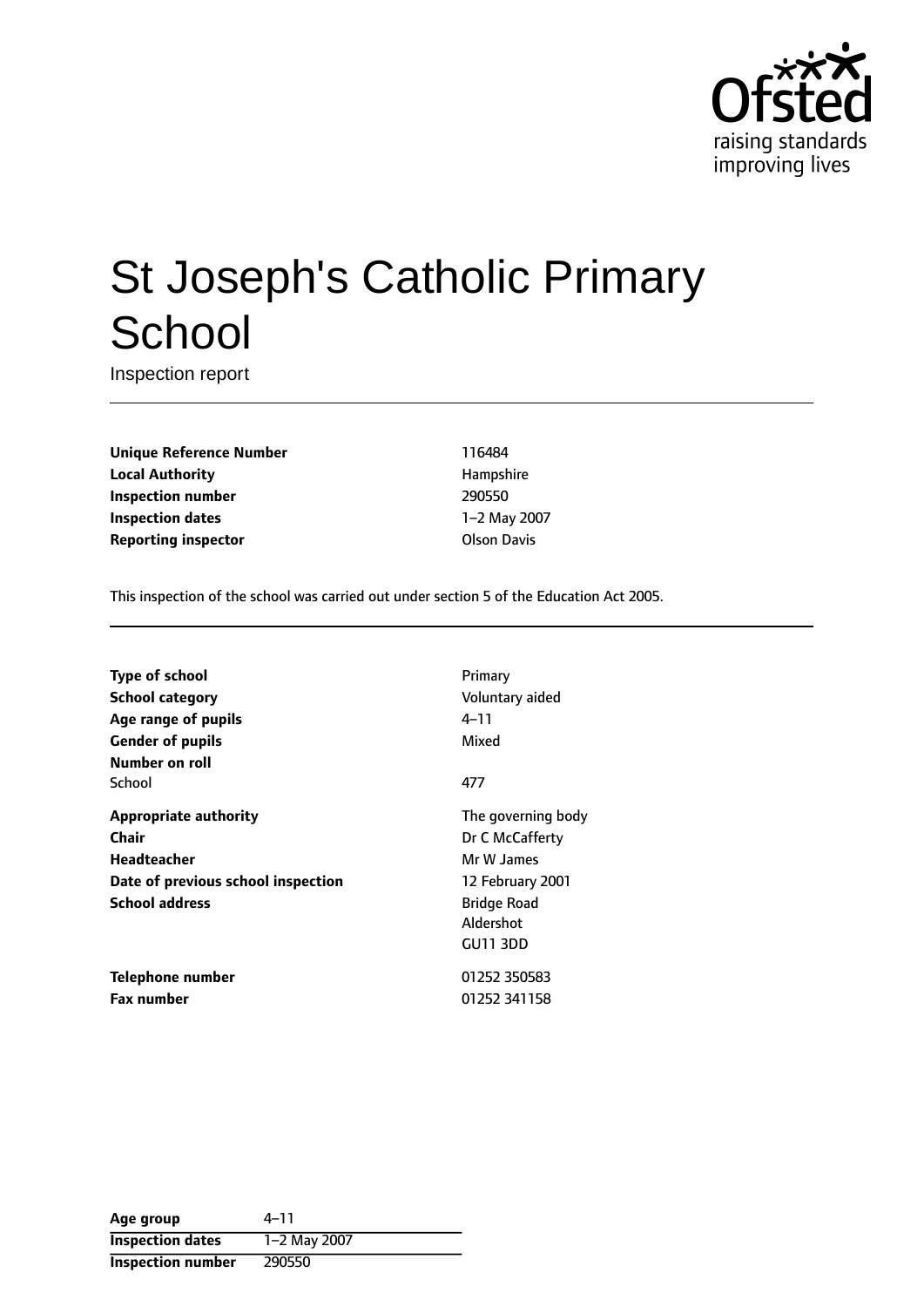# St Joseph's Catholic Primary School

Inspection report

| | |
|---|---|
| **Unique Reference Number** | 116484 |
| **Local Authority** | Hampshire |
| **Inspection number** | 290550 |
| **Inspection dates** | 1–2 May 2007 |
| **Reporting inspector** | Olson Davis |

This inspection of the school was carried out under section 5 of the Education Act 2005.

| | |
|---|---|
| **Type of school** | Primary |
| **School category** | Voluntary aided |
| **Age range of pupils** | 4–11 |
| **Gender of pupils** | Mixed |
| **Number on roll** | |
| School | 477 |
| **Appropriate authority** | The governing body |
| **Chair** | Dr C McCafferty |
| **Headteacher** | Mr W James |
| **Date of previous school inspection** | 12 February 2001 |
| **School address** | Bridge Road<br>Aldershot<br>GU11 3DD |
| **Telephone number** | 01252 350583 |
| **Fax number** | 01252 341158 |

| | |
|---|---|
| **Age group** | 4–11 |
| **Inspection dates** | 1–2 May 2007 |
| **Inspection number** | 290550 |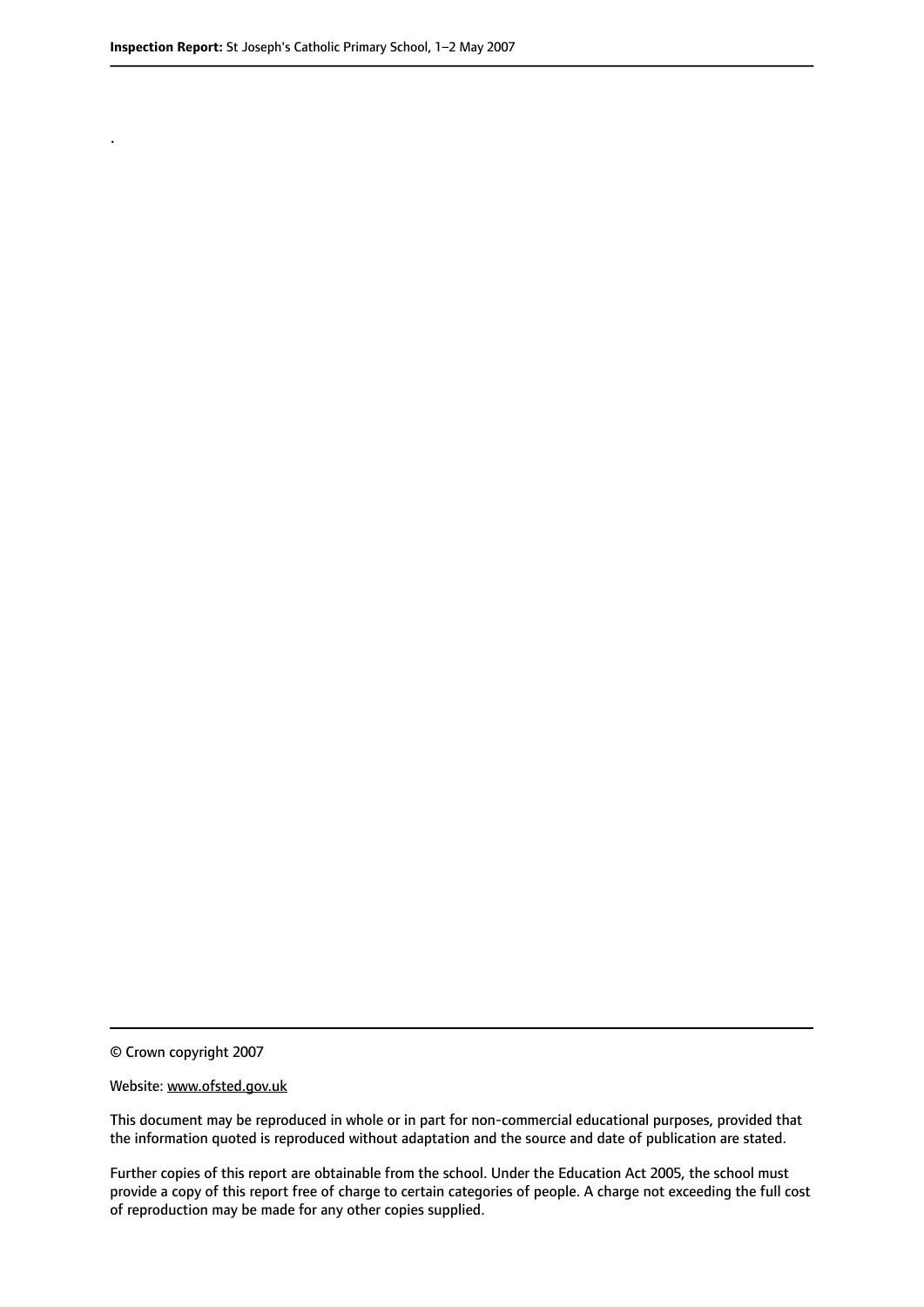.

© Crown copyright 2007

Website: www.ofsted.gov.uk

This document may be reproduced in whole or in part for non-commercial educational purposes, provided that the information quoted is reproduced without adaptation and the source and date of publication are stated.

Further copies of this report are obtainable from the school. Under the Education Act 2005, the school must provide a copy of this report free of charge to certain categories of people. A charge not exceeding the full cost of reproduction may be made for any other copies supplied.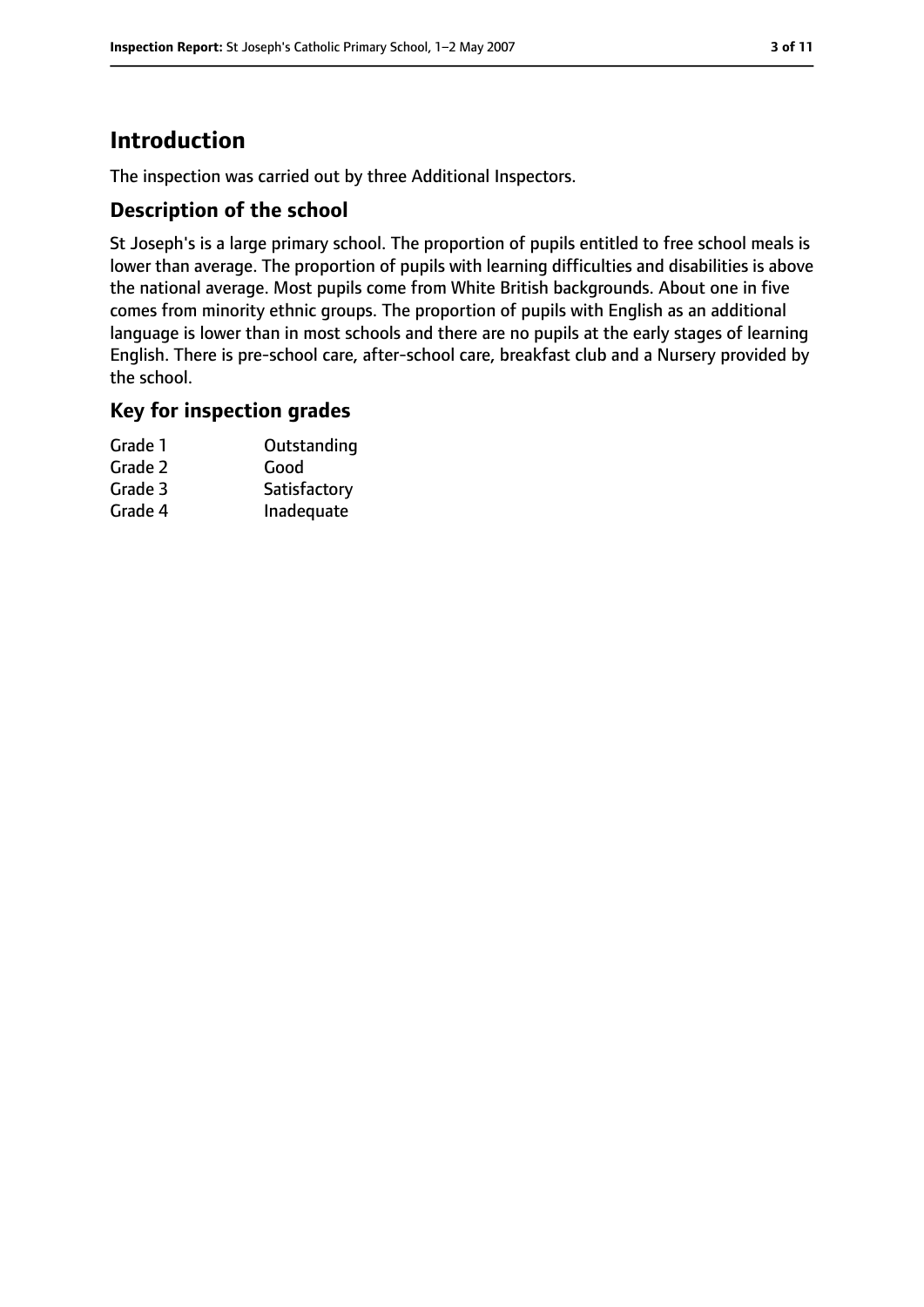# Introduction

The inspection was carried out by three Additional Inspectors.

## Description of the school

St Joseph's is a large primary school. The proportion of pupils entitled to free school meals is lower than average. The proportion of pupils with learning difficulties and disabilities is above the national average. Most pupils come from White British backgrounds. About one in five comes from minority ethnic groups. The proportion of pupils with English as an additional language is lower than in most schools and there are no pupils at the early stages of learning English. There is pre-school care, after-school care, breakfast club and a Nursery provided by the school.

## Key for inspection grades

| | |
|---|---|
| Grade 1 | Outstanding |
| Grade 2 | Good |
| Grade 3 | Satisfactory |
| Grade 4 | Inadequate |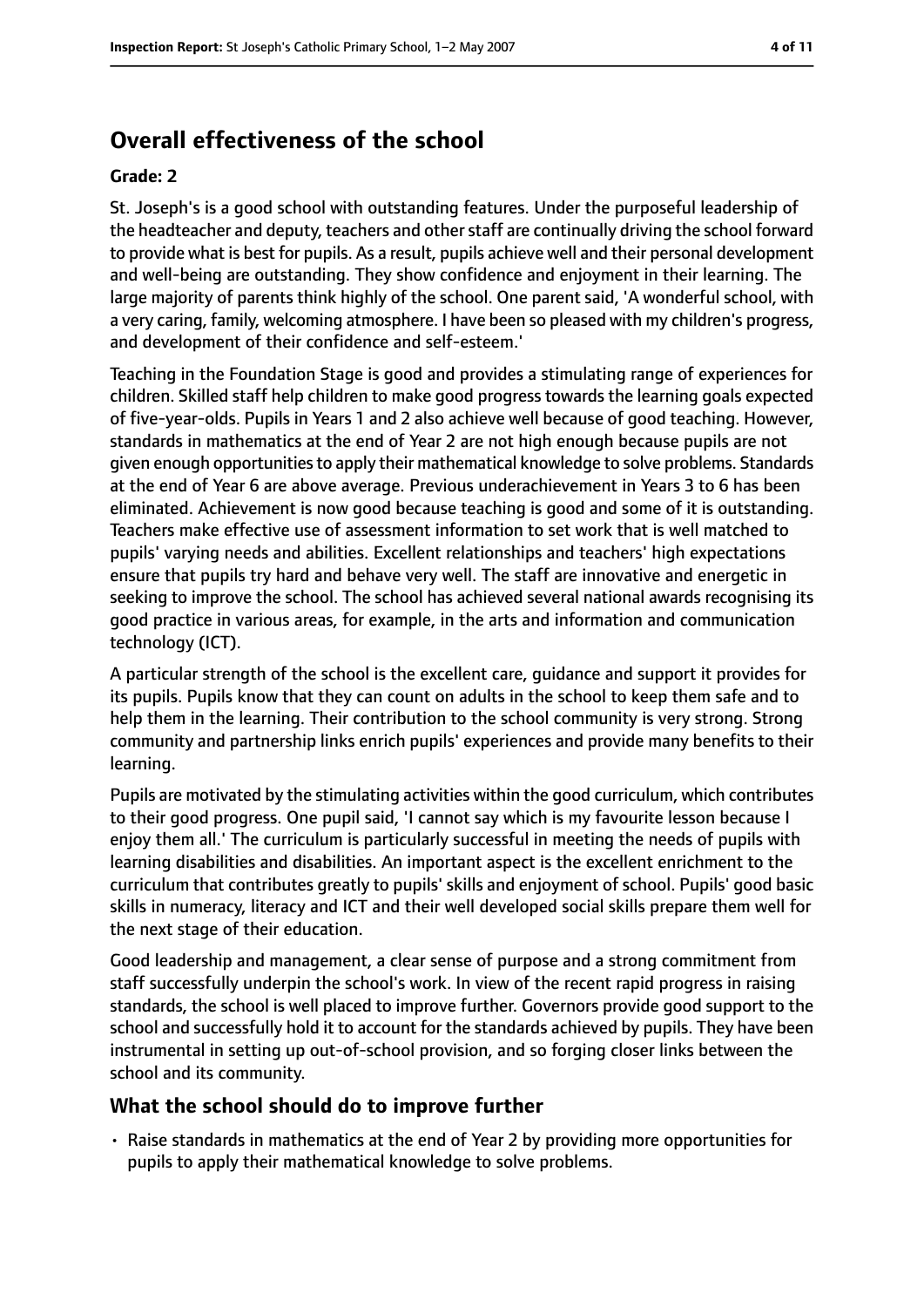## Overall effectiveness of the school

### Grade: 2

St. Joseph's is a good school with outstanding features. Under the purposeful leadership of the headteacher and deputy, teachers and other staff are continually driving the school forward to provide what is best for pupils. As a result, pupils achieve well and their personal development and well-being are outstanding. They show confidence and enjoyment in their learning. The large majority of parents think highly of the school. One parent said, 'A wonderful school, with a very caring, family, welcoming atmosphere. I have been so pleased with my children's progress, and development of their confidence and self-esteem.'

Teaching in the Foundation Stage is good and provides a stimulating range of experiences for children. Skilled staff help children to make good progress towards the learning goals expected of five-year-olds. Pupils in Years 1 and 2 also achieve well because of good teaching. However, standards in mathematics at the end of Year 2 are not high enough because pupils are not given enough opportunities to apply their mathematical knowledge to solve problems. Standards at the end of Year 6 are above average. Previous underachievement in Years 3 to 6 has been eliminated. Achievement is now good because teaching is good and some of it is outstanding. Teachers make effective use of assessment information to set work that is well matched to pupils' varying needs and abilities. Excellent relationships and teachers' high expectations ensure that pupils try hard and behave very well. The staff are innovative and energetic in seeking to improve the school. The school has achieved several national awards recognising its good practice in various areas, for example, in the arts and information and communication technology (ICT).

A particular strength of the school is the excellent care, guidance and support it provides for its pupils. Pupils know that they can count on adults in the school to keep them safe and to help them in the learning. Their contribution to the school community is very strong. Strong community and partnership links enrich pupils' experiences and provide many benefits to their learning.

Pupils are motivated by the stimulating activities within the good curriculum, which contributes to their good progress. One pupil said, 'I cannot say which is my favourite lesson because I enjoy them all.' The curriculum is particularly successful in meeting the needs of pupils with learning disabilities and disabilities. An important aspect is the excellent enrichment to the curriculum that contributes greatly to pupils' skills and enjoyment of school. Pupils' good basic skills in numeracy, literacy and ICT and their well developed social skills prepare them well for the next stage of their education.

Good leadership and management, a clear sense of purpose and a strong commitment from staff successfully underpin the school's work. In view of the recent rapid progress in raising standards, the school is well placed to improve further. Governors provide good support to the school and successfully hold it to account for the standards achieved by pupils. They have been instrumental in setting up out-of-school provision, and so forging closer links between the school and its community.

## What the school should do to improve further

- Raise standards in mathematics at the end of Year 2 by providing more opportunities for pupils to apply their mathematical knowledge to solve problems.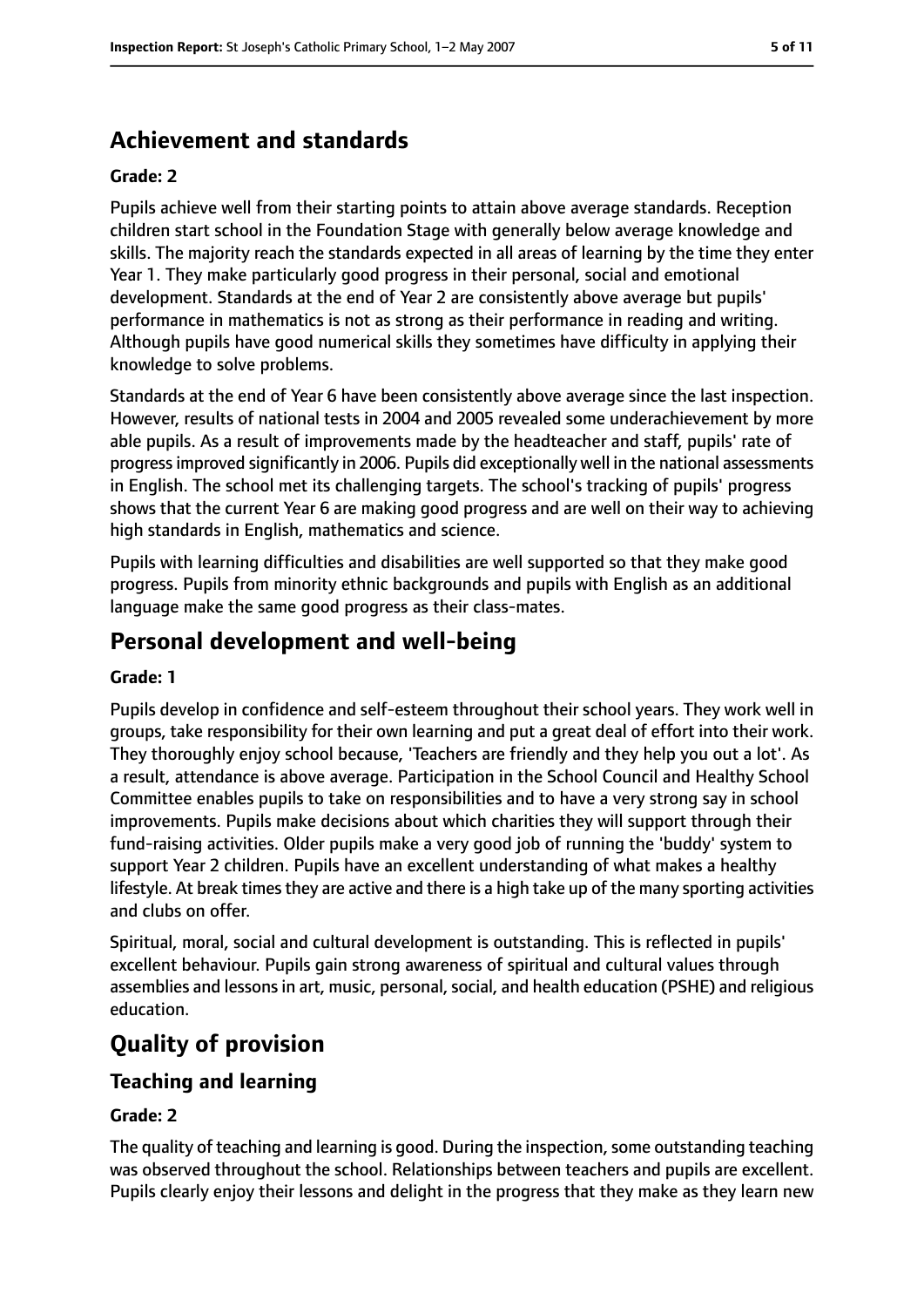## Achievement and standards

### Grade: 2

Pupils achieve well from their starting points to attain above average standards. Reception children start school in the Foundation Stage with generally below average knowledge and skills. The majority reach the standards expected in all areas of learning by the time they enter Year 1. They make particularly good progress in their personal, social and emotional development. Standards at the end of Year 2 are consistently above average but pupils' performance in mathematics is not as strong as their performance in reading and writing. Although pupils have good numerical skills they sometimes have difficulty in applying their knowledge to solve problems.

Standards at the end of Year 6 have been consistently above average since the last inspection. However, results of national tests in 2004 and 2005 revealed some underachievement by more able pupils. As a result of improvements made by the headteacher and staff, pupils' rate of progress improved significantly in 2006. Pupils did exceptionally well in the national assessments in English. The school met its challenging targets. The school's tracking of pupils' progress shows that the current Year 6 are making good progress and are well on their way to achieving high standards in English, mathematics and science.

Pupils with learning difficulties and disabilities are well supported so that they make good progress. Pupils from minority ethnic backgrounds and pupils with English as an additional language make the same good progress as their class-mates.

## Personal development and well-being

### Grade: 1

Pupils develop in confidence and self-esteem throughout their school years. They work well in groups, take responsibility for their own learning and put a great deal of effort into their work. They thoroughly enjoy school because, 'Teachers are friendly and they help you out a lot'. As a result, attendance is above average. Participation in the School Council and Healthy School Committee enables pupils to take on responsibilities and to have a very strong say in school improvements. Pupils make decisions about which charities they will support through their fund-raising activities. Older pupils make a very good job of running the 'buddy' system to support Year 2 children. Pupils have an excellent understanding of what makes a healthy lifestyle. At break times they are active and there is a high take up of the many sporting activities and clubs on offer.

Spiritual, moral, social and cultural development is outstanding. This is reflected in pupils' excellent behaviour. Pupils gain strong awareness of spiritual and cultural values through assemblies and lessons in art, music, personal, social, and health education (PSHE) and religious education.

# Quality of provision

## Teaching and learning

### Grade: 2

The quality of teaching and learning is good. During the inspection, some outstanding teaching was observed throughout the school. Relationships between teachers and pupils are excellent. Pupils clearly enjoy their lessons and delight in the progress that they make as they learn new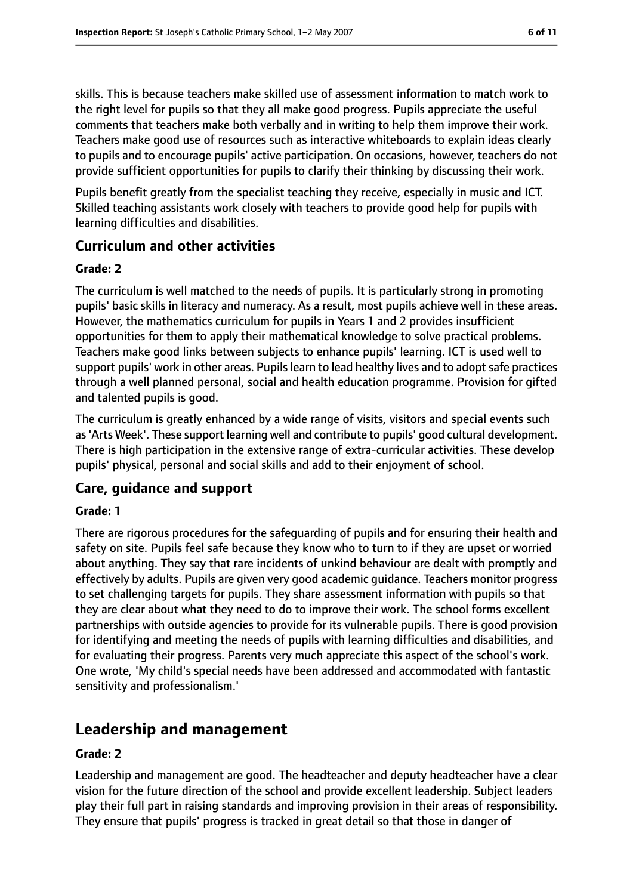skills. This is because teachers make skilled use of assessment information to match work to the right level for pupils so that they all make good progress. Pupils appreciate the useful comments that teachers make both verbally and in writing to help them improve their work. Teachers make good use of resources such as interactive whiteboards to explain ideas clearly to pupils and to encourage pupils' active participation. On occasions, however, teachers do not provide sufficient opportunities for pupils to clarify their thinking by discussing their work.

Pupils benefit greatly from the specialist teaching they receive, especially in music and ICT. Skilled teaching assistants work closely with teachers to provide good help for pupils with learning difficulties and disabilities.

### Curriculum and other activities

#### Grade: 2

The curriculum is well matched to the needs of pupils. It is particularly strong in promoting pupils' basic skills in literacy and numeracy. As a result, most pupils achieve well in these areas. However, the mathematics curriculum for pupils in Years 1 and 2 provides insufficient opportunities for them to apply their mathematical knowledge to solve practical problems. Teachers make good links between subjects to enhance pupils' learning. ICT is used well to support pupils' work in other areas. Pupils learn to lead healthy lives and to adopt safe practices through a well planned personal, social and health education programme. Provision for gifted and talented pupils is good.

The curriculum is greatly enhanced by a wide range of visits, visitors and special events such as 'Arts Week'. These support learning well and contribute to pupils' good cultural development. There is high participation in the extensive range of extra-curricular activities. These develop pupils' physical, personal and social skills and add to their enjoyment of school.

### Care, guidance and support

#### Grade: 1

There are rigorous procedures for the safeguarding of pupils and for ensuring their health and safety on site. Pupils feel safe because they know who to turn to if they are upset or worried about anything. They say that rare incidents of unkind behaviour are dealt with promptly and effectively by adults. Pupils are given very good academic guidance. Teachers monitor progress to set challenging targets for pupils. They share assessment information with pupils so that they are clear about what they need to do to improve their work. The school forms excellent partnerships with outside agencies to provide for its vulnerable pupils. There is good provision for identifying and meeting the needs of pupils with learning difficulties and disabilities, and for evaluating their progress. Parents very much appreciate this aspect of the school's work. One wrote, 'My child's special needs have been addressed and accommodated with fantastic sensitivity and professionalism.'

## Leadership and management

#### Grade: 2

Leadership and management are good. The headteacher and deputy headteacher have a clear vision for the future direction of the school and provide excellent leadership. Subject leaders play their full part in raising standards and improving provision in their areas of responsibility. They ensure that pupils' progress is tracked in great detail so that those in danger of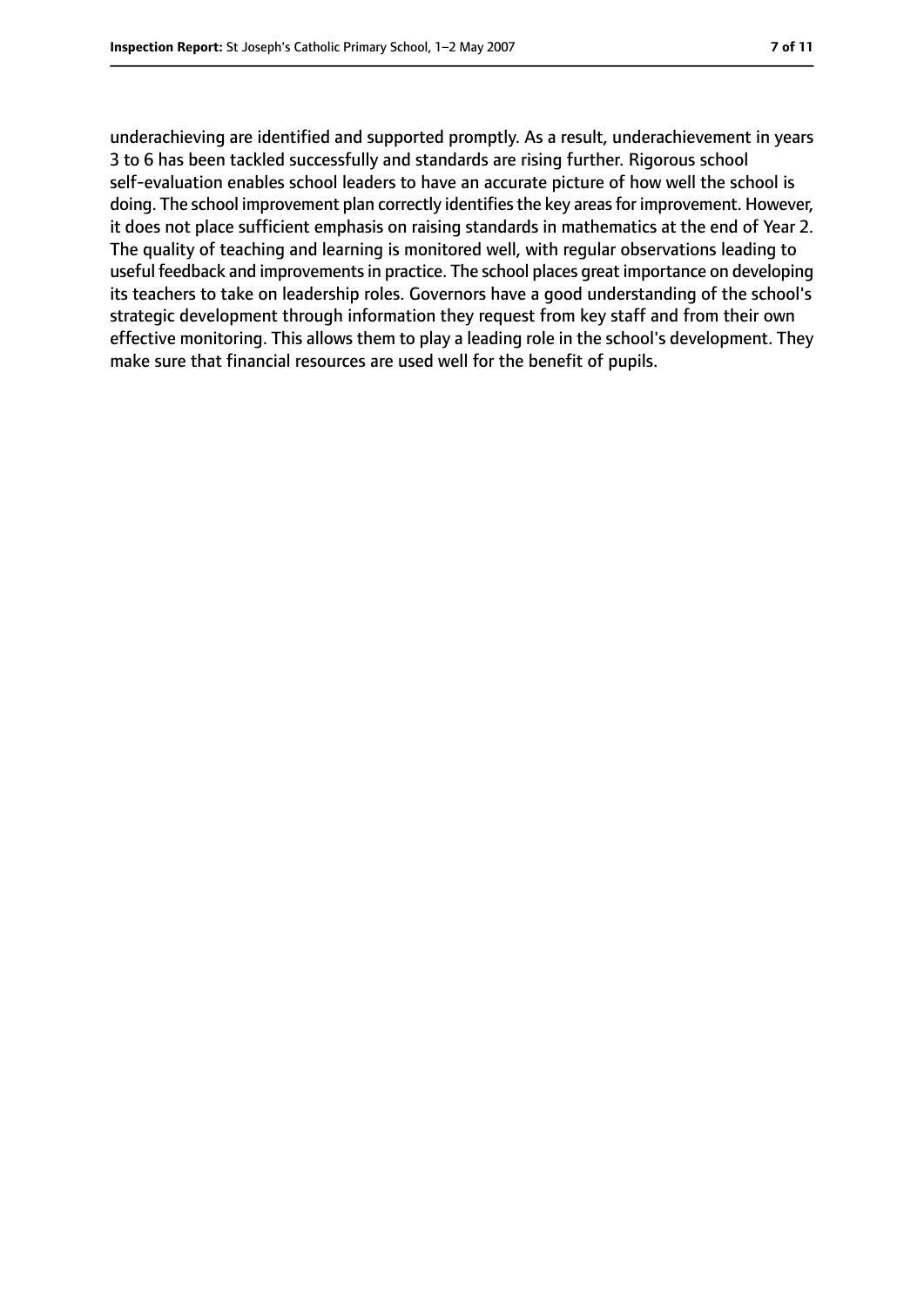underachieving are identified and supported promptly. As a result, underachievement in years 3 to 6 has been tackled successfully and standards are rising further. Rigorous school self-evaluation enables school leaders to have an accurate picture of how well the school is doing. The school improvement plan correctly identifies the key areas for improvement. However, it does not place sufficient emphasis on raising standards in mathematics at the end of Year 2. The quality of teaching and learning is monitored well, with regular observations leading to useful feedback and improvements in practice. The school places great importance on developing its teachers to take on leadership roles. Governors have a good understanding of the school's strategic development through information they request from key staff and from their own effective monitoring. This allows them to play a leading role in the school's development. They make sure that financial resources are used well for the benefit of pupils.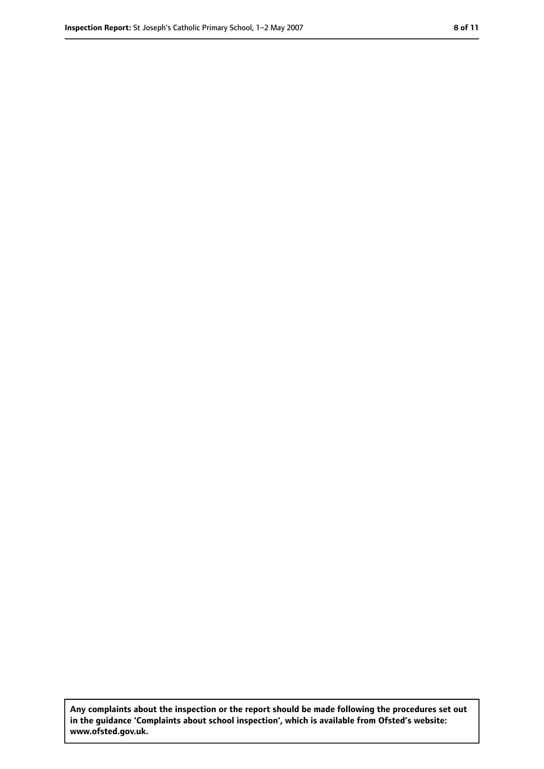**Any complaints about the inspection or the report should be made following the procedures set out in the guidance 'Complaints about school inspection', which is available from Ofsted's website: www.ofsted.gov.uk.**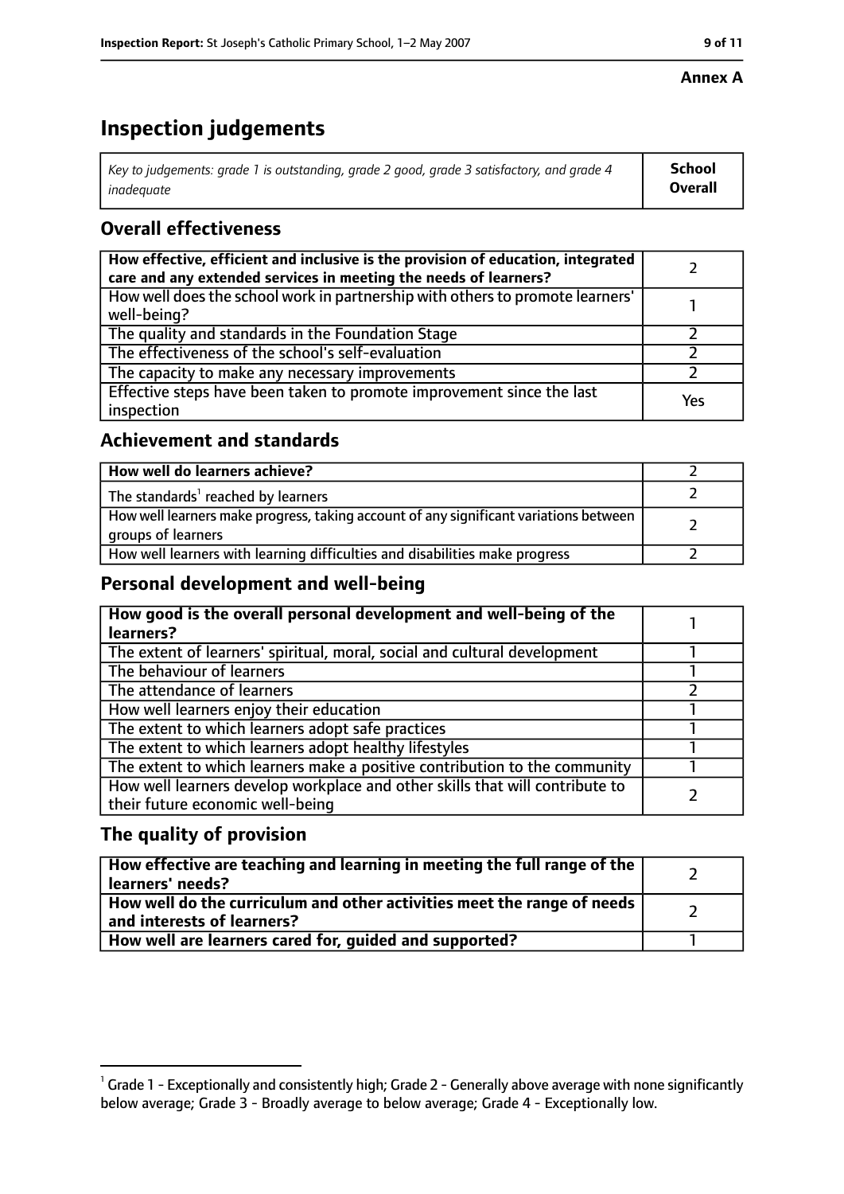**Annex A**

# Inspection judgements

| *Key to judgements: grade 1 is outstanding, grade 2 good, grade 3 satisfactory, and grade 4 inadequate* | **School Overall** |
|---|---|

## Overall effectiveness

| | |
|---|---|
| **How effective, efficient and inclusive is the provision of education, integrated care and any extended services in meeting the needs of learners?** | 2 |
| How well does the school work in partnership with others to promote learners' well-being? | 1 |
| The quality and standards in the Foundation Stage | 2 |
| The effectiveness of the school's self-evaluation | 2 |
| The capacity to make any necessary improvements | 2 |
| Effective steps have been taken to promote improvement since the last inspection | Yes |

## Achievement and standards

| | |
|---|---|
| **How well do learners achieve?** | 2 |
| The standards[1] reached by learners | 2 |
| How well learners make progress, taking account of any significant variations between groups of learners | 2 |
| How well learners with learning difficulties and disabilities make progress | 2 |

## Personal development and well-being

| | |
|---|---|
| **How good is the overall personal development and well-being of the learners?** | 1 |
| The extent of learners' spiritual, moral, social and cultural development | 1 |
| The behaviour of learners | 1 |
| The attendance of learners | 2 |
| How well learners enjoy their education | 1 |
| The extent to which learners adopt safe practices | 1 |
| The extent to which learners adopt healthy lifestyles | 1 |
| The extent to which learners make a positive contribution to the community | 1 |
| How well learners develop workplace and other skills that will contribute to their future economic well-being | 2 |

## The quality of provision

| | |
|---|---|
| **How effective are teaching and learning in meeting the full range of the learners' needs?** | 2 |
| **How well do the curriculum and other activities meet the range of needs and interests of learners?** | 2 |
| **How well are learners cared for, guided and supported?** | 1 |

[1] Grade 1 - Exceptionally and consistently high; Grade 2 - Generally above average with none significantly below average; Grade 3 - Broadly average to below average; Grade 4 - Exceptionally low.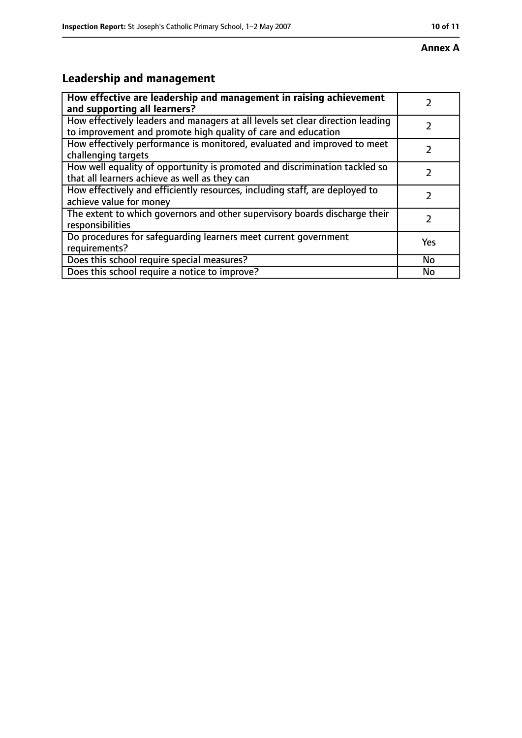**Annex A**

## Leadership and management

| **How effective are leadership and management in raising achievement and supporting all learners?** | 2 |
|---|---|
| How effectively leaders and managers at all levels set clear direction leading to improvement and promote high quality of care and education | 2 |
| How effectively performance is monitored, evaluated and improved to meet challenging targets | 2 |
| How well equality of opportunity is promoted and discrimination tackled so that all learners achieve as well as they can | 2 |
| How effectively and efficiently resources, including staff, are deployed to achieve value for money | 2 |
| The extent to which governors and other supervisory boards discharge their responsibilities | 2 |
| Do procedures for safeguarding learners meet current government requirements? | Yes |
| Does this school require special measures? | No |
| Does this school require a notice to improve? | No |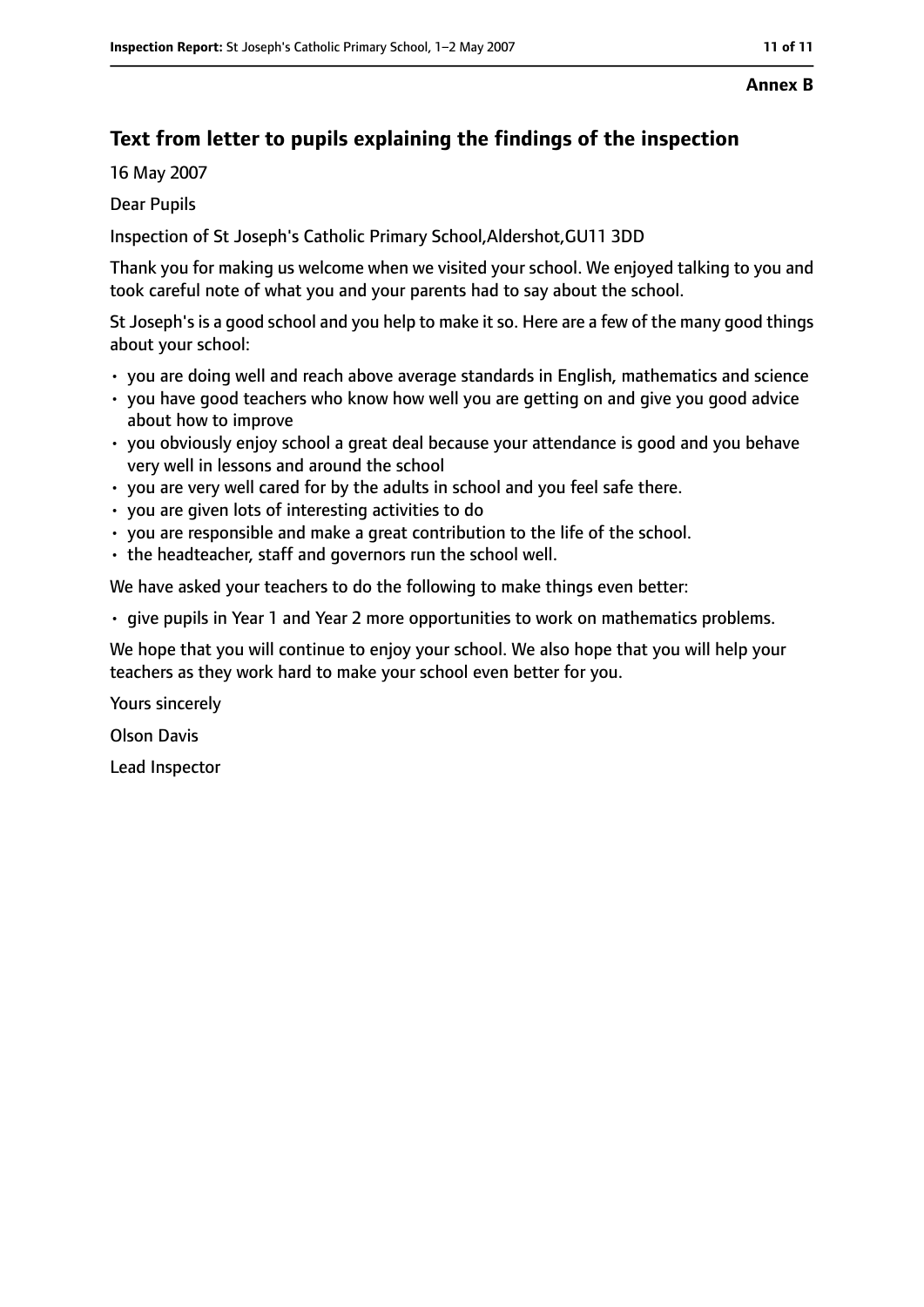**Annex B**

## Text from letter to pupils explaining the findings of the inspection

16 May 2007

Dear Pupils

Inspection of St Joseph's Catholic Primary School,Aldershot,GU11 3DD

Thank you for making us welcome when we visited your school. We enjoyed talking to you and took careful note of what you and your parents had to say about the school.

St Joseph's is a good school and you help to make it so. Here are a few of the many good things about your school:

- you are doing well and reach above average standards in English, mathematics and science
- you have good teachers who know how well you are getting on and give you good advice about how to improve
- you obviously enjoy school a great deal because your attendance is good and you behave very well in lessons and around the school
- you are very well cared for by the adults in school and you feel safe there.
- you are given lots of interesting activities to do
- you are responsible and make a great contribution to the life of the school.
- the headteacher, staff and governors run the school well.

We have asked your teachers to do the following to make things even better:

- give pupils in Year 1 and Year 2 more opportunities to work on mathematics problems.

We hope that you will continue to enjoy your school. We also hope that you will help your teachers as they work hard to make your school even better for you.

Yours sincerely

Olson Davis

Lead Inspector